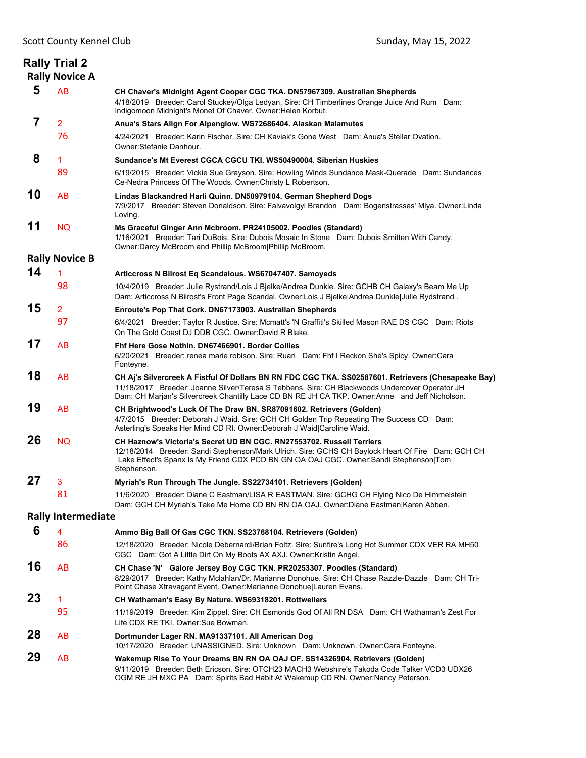## Rally Trial 2

### Rally Novice A

**5** AB **CH Chaver's Midnight Agent Cooper CGC TKA. DN57967309. Australian Shepherds**
4/18/2019 Breeder: Carol Stuckey/Olga Ledyan. Sire: CH Timberlines Orange Juice And Rum Dam: Indigomoon Midnight's Monet Of Chaver. Owner:Helen Korbut.

**7** 2 / 76 **Anua's Stars Align For Alpenglow. WS72686404. Alaskan Malamutes**
4/24/2021 Breeder: Karin Fischer. Sire: CH Kaviak's Gone West Dam: Anua's Stellar Ovation. Owner:Stefanie Danhour.

**8** 1 / 89 **Sundance's Mt Everest CGCA CGCU TKI. WS50490004. Siberian Huskies**
6/19/2015 Breeder: Vickie Sue Grayson. Sire: Howling Winds Sundance Mask-Querade Dam: Sundances Ce-Nedra Princess Of The Woods. Owner:Christy L Robertson.

**10** AB **Lindas Blackandred Harli Quinn. DN50979104. German Shepherd Dogs**
7/9/2017 Breeder: Steven Donaldson. Sire: Falvavolgyi Brandon Dam: Bogenstrasses' Miya. Owner:Linda Loving.

**11** NQ **Ms Graceful Ginger Ann Mcbroom. PR24105002. Poodles (Standard)**
1/16/2021 Breeder: Tari DuBois. Sire: Dubois Mosaic In Stone Dam: Dubois Smitten With Candy. Owner:Darcy McBroom and Phillip McBroom|Phillip McBroom.

### Rally Novice B

**14** 1 / 98 **Articcross N Bilrost Eq Scandalous. WS67047407. Samoyeds**
10/4/2019 Breeder: Julie Rystrand/Lois J Bjelke/Andrea Dunkle. Sire: GCHB CH Galaxy's Beam Me Up Dam: Articcross N Bilrost's Front Page Scandal. Owner:Lois J Bjelke|Andrea Dunkle|Julie Rydstrand .

**15** 2 / 97 **Enroute's Pop That Cork. DN67173003. Australian Shepherds**
6/4/2021 Breeder: Taylor R Justice. Sire: Mcmatt's 'N Graffiti's Skilled Mason RAE DS CGC Dam: Riots On The Gold Coast DJ DDB CGC. Owner:David R Blake.

**17** AB **Fhf Here Gose Nothin. DN67466901. Border Collies**
6/20/2021 Breeder: renea marie robison. Sire: Ruari Dam: Fhf I Reckon She's Spicy. Owner:Cara Fonteyne.

**18** AB **CH Aj's Silvercreek A Fistful Of Dollars BN RN FDC CGC TKA. SS02587601. Retrievers (Chesapeake Bay)**
11/18/2017 Breeder: Joanne Silver/Teresa S Tebbens. Sire: CH Blackwoods Undercover Operator JH Dam: CH Marjan's Silvercreek Chantilly Lace CD BN RE JH CA TKP. Owner:Anne and Jeff Nicholson.

**19** AB **CH Brightwood's Luck Of The Draw BN. SR87091602. Retrievers (Golden)**
4/7/2015 Breeder: Deborah J Waid. Sire: GCH CH Golden Trip Repeating The Success CD Dam: Asterling's Speaks Her Mind CD RI. Owner:Deborah J Waid|Caroline Waid.

**26** NQ **CH Haznow's Victoria's Secret UD BN CGC. RN27553702. Russell Terriers**
12/18/2014 Breeder: Sandi Stephenson/Mark Ulrich. Sire: GCHS CH Baylock Heart Of Fire Dam: GCH CH Lake Effect's Spanx Is My Friend CDX PCD BN GN OA OAJ CGC. Owner:Sandi Stephenson|Tom Stephenson.

**27** 3 / 81 **Myriah's Run Through The Jungle. SS22734101. Retrievers (Golden)**
11/6/2020 Breeder: Diane C Eastman/LISA R EASTMAN. Sire: GCHG CH Flying Nico De Himmelstein Dam: GCH CH Myriah's Take Me Home CD BN RN OA OAJ. Owner:Diane Eastman|Karen Abben.

### Rally Intermediate

**6** 4 / 86 **Ammo Big Ball Of Gas CGC TKN. SS23768104. Retrievers (Golden)**
12/18/2020 Breeder: Nicole Debernardi/Brian Foltz. Sire: Sunfire's Long Hot Summer CDX VER RA MH50 CGC Dam: Got A Little Dirt On My Boots AX AXJ. Owner:Kristin Angel.

**16** AB **CH Chase 'N' Galore Jersey Boy CGC TKN. PR20253307. Poodles (Standard)**
8/29/2017 Breeder: Kathy Mclahlan/Dr. Marianne Donohue. Sire: CH Chase Razzle-Dazzle Dam: CH Tri-Point Chase Xtravagant Event. Owner:Marianne Donohue|Lauren Evans.

**23** 1 / 95 **CH Wathaman's Easy By Nature. WS69318201. Rottweilers**
11/19/2019 Breeder: Kim Zippel. Sire: CH Esmonds God Of All RN DSA Dam: CH Wathaman's Zest For Life CDX RE TKI. Owner:Sue Bowman.

**28** AB **Dortmunder Lager RN. MA91337101. All American Dog**
10/17/2020 Breeder: UNASSIGNED. Sire: Unknown Dam: Unknown. Owner:Cara Fonteyne.

**29** AB **Wakemup Rise To Your Dreams BN RN OA OAJ OF. SS14326904. Retrievers (Golden)**
9/11/2019 Breeder: Beth Ericson. Sire: OTCH23 MACH3 Webshire's Takoda Code Talker VCD3 UDX26 OGM RE JH MXC PA Dam: Spirits Bad Habit At Wakemup CD RN. Owner:Nancy Peterson.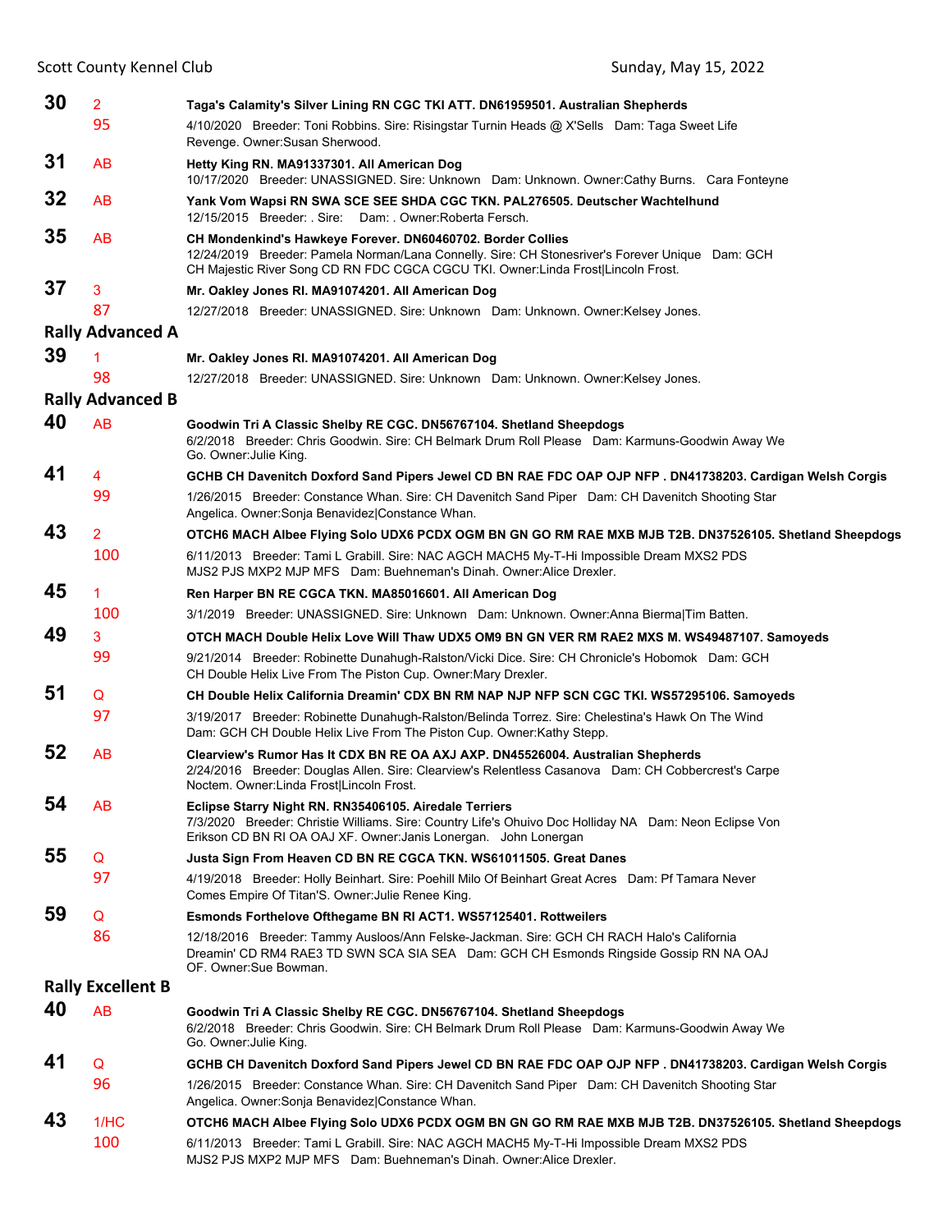**30** 2 **Taga's Calamity's Silver Lining RN CGC TKI ATT. DN61959501. Australian Shepherds**
95 4/10/2020 Breeder: Toni Robbins. Sire: Risingstar Turnin Heads @ X'Sells Dam: Taga Sweet Life Revenge. Owner:Susan Sherwood.

**31** AB **Hetty King RN. MA91337301. All American Dog**
10/17/2020 Breeder: UNASSIGNED. Sire: Unknown Dam: Unknown. Owner:Cathy Burns. Cara Fonteyne

**32** AB **Yank Vom Wapsi RN SWA SCE SEE SHDA CGC TKN. PAL276505. Deutscher Wachtelhund**
12/15/2015 Breeder: . Sire: Dam: . Owner:Roberta Fersch.

**35** AB **CH Mondenkind's Hawkeye Forever. DN60460702. Border Collies**
12/24/2019 Breeder: Pamela Norman/Lana Connelly. Sire: CH Stonesriver's Forever Unique Dam: GCH CH Majestic River Song CD RN FDC CGCA CGCU TKI. Owner:Linda Frost|Lincoln Frost.

**37** 3 **Mr. Oakley Jones RI. MA91074201. All American Dog**
87 12/27/2018 Breeder: UNASSIGNED. Sire: Unknown Dam: Unknown. Owner:Kelsey Jones.

## Rally Advanced A

**39** 1 **Mr. Oakley Jones RI. MA91074201. All American Dog**
98 12/27/2018 Breeder: UNASSIGNED. Sire: Unknown Dam: Unknown. Owner:Kelsey Jones.

## Rally Advanced B

**40** AB **Goodwin Tri A Classic Shelby RE CGC. DN56767104. Shetland Sheepdogs**
6/2/2018 Breeder: Chris Goodwin. Sire: CH Belmark Drum Roll Please Dam: Karmuns-Goodwin Away We Go. Owner:Julie King.

**41** 4 **GCHB CH Davenitch Doxford Sand Pipers Jewel CD BN RAE FDC OAP OJP NFP . DN41738203. Cardigan Welsh Corgis**
99 1/26/2015 Breeder: Constance Whan. Sire: CH Davenitch Sand Piper Dam: CH Davenitch Shooting Star Angelica. Owner:Sonja Benavidez|Constance Whan.

**43** 2 **OTCH6 MACH Albee Flying Solo UDX6 PCDX OGM BN GN GO RM RAE MXB MJB T2B. DN37526105. Shetland Sheepdogs**
100 6/11/2013 Breeder: Tami L Grabill. Sire: NAC AGCH MACH5 My-T-Hi Impossible Dream MXS2 PDS MJS2 PJS MXP2 MJP MFS Dam: Buehneman's Dinah. Owner:Alice Drexler.

**45** 1 **Ren Harper BN RE CGCA TKN. MA85016601. All American Dog**
100 3/1/2019 Breeder: UNASSIGNED. Sire: Unknown Dam: Unknown. Owner:Anna Bierma|Tim Batten.

**49** 3 **OTCH MACH Double Helix Love Will Thaw UDX5 OM9 BN GN VER RM RAE2 MXS M. WS49487107. Samoyeds**
99 9/21/2014 Breeder: Robinette Dunahugh-Ralston/Vicki Dice. Sire: CH Chronicle's Hobomok Dam: GCH CH Double Helix Live From The Piston Cup. Owner:Mary Drexler.

**51** Q **CH Double Helix California Dreamin' CDX BN RM NAP NJP NFP SCN CGC TKI. WS57295106. Samoyeds**
97 3/19/2017 Breeder: Robinette Dunahugh-Ralston/Belinda Torrez. Sire: Chelestina's Hawk On The Wind Dam: GCH CH Double Helix Live From The Piston Cup. Owner:Kathy Stepp.

**52** AB **Clearview's Rumor Has It CDX BN RE OA AXJ AXP. DN45526004. Australian Shepherds**
2/24/2016 Breeder: Douglas Allen. Sire: Clearview's Relentless Casanova Dam: CH Cobbercrest's Carpe Noctem. Owner:Linda Frost|Lincoln Frost.

**54** AB **Eclipse Starry Night RN. RN35406105. Airedale Terriers**
7/3/2020 Breeder: Christie Williams. Sire: Country Life's Ohuivo Doc Holliday NA Dam: Neon Eclipse Von Erikson CD BN RI OA OAJ XF. Owner:Janis Lonergan. John Lonergan

**55** Q **Justa Sign From Heaven CD BN RE CGCA TKN. WS61011505. Great Danes**
97 4/19/2018 Breeder: Holly Beinhart. Sire: Poehill Milo Of Beinhart Great Acres Dam: Pf Tamara Never Comes Empire Of Titan'S. Owner:Julie Renee King.

**59** Q **Esmonds Forthelove Ofthegame BN RI ACT1. WS57125401. Rottweilers**
86 12/18/2016 Breeder: Tammy Ausloos/Ann Felske-Jackman. Sire: GCH CH RACH Halo's California Dreamin' CD RM4 RAE3 TD SWN SCA SIA SEA Dam: GCH CH Esmonds Ringside Gossip RN NA OAJ OF. Owner:Sue Bowman.

## Rally Excellent B

**40** AB **Goodwin Tri A Classic Shelby RE CGC. DN56767104. Shetland Sheepdogs**
6/2/2018 Breeder: Chris Goodwin. Sire: CH Belmark Drum Roll Please Dam: Karmuns-Goodwin Away We Go. Owner:Julie King.

**41** Q **GCHB CH Davenitch Doxford Sand Pipers Jewel CD BN RAE FDC OAP OJP NFP . DN41738203. Cardigan Welsh Corgis**
96 1/26/2015 Breeder: Constance Whan. Sire: CH Davenitch Sand Piper Dam: CH Davenitch Shooting Star Angelica. Owner:Sonja Benavidez|Constance Whan.

**43** 1/HC **OTCH6 MACH Albee Flying Solo UDX6 PCDX OGM BN GN GO RM RAE MXB MJB T2B. DN37526105. Shetland Sheepdogs**
100 6/11/2013 Breeder: Tami L Grabill. Sire: NAC AGCH MACH5 My-T-Hi Impossible Dream MXS2 PDS MJS2 PJS MXP2 MJP MFS Dam: Buehneman's Dinah. Owner:Alice Drexler.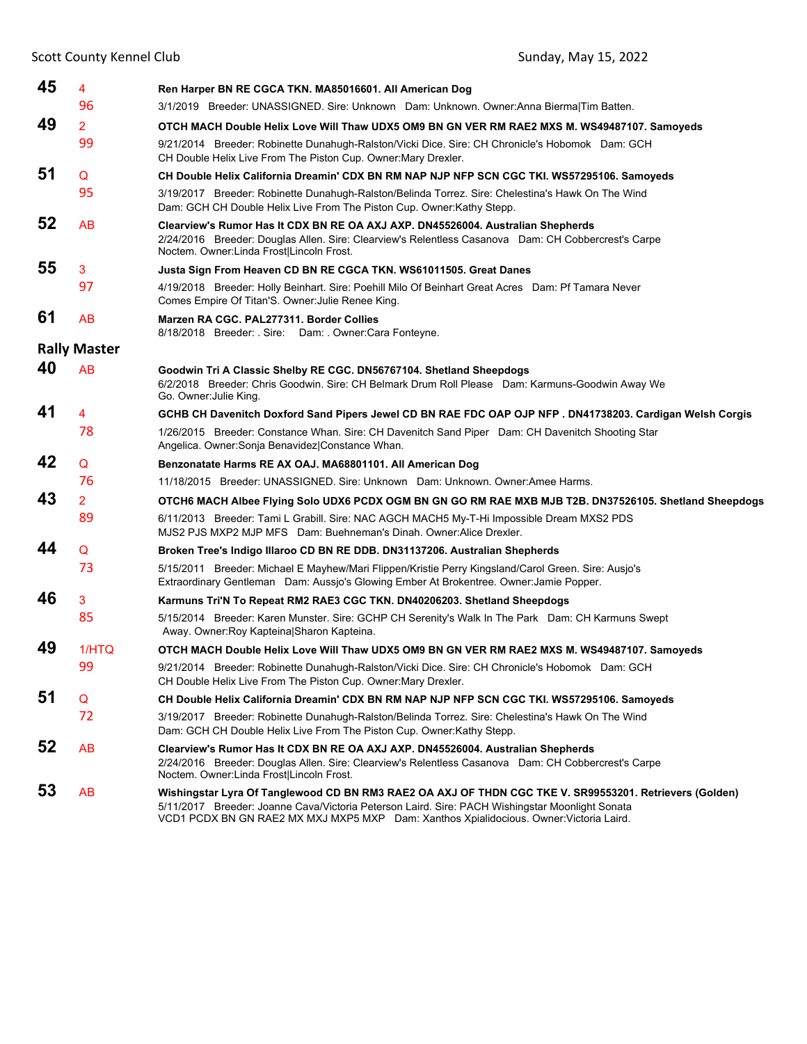| | | |
|---|---|---|
| **45** | 4<br>96 | **Ren Harper BN RE CGCA TKN. MA85016601. All American Dog**<br>3/1/2019 Breeder: UNASSIGNED. Sire: Unknown Dam: Unknown. Owner:Anna Bierma\|Tim Batten. |
| **49** | 2<br>99 | **OTCH MACH Double Helix Love Will Thaw UDX5 OM9 BN GN VER RM RAE2 MXS M. WS49487107. Samoyeds**<br>9/21/2014 Breeder: Robinette Dunahugh-Ralston/Vicki Dice. Sire: CH Chronicle's Hobomok Dam: GCH CH Double Helix Live From The Piston Cup. Owner:Mary Drexler. |
| **51** | Q<br>95 | **CH Double Helix California Dreamin' CDX BN RM NAP NJP NFP SCN CGC TKI. WS57295106. Samoyeds**<br>3/19/2017 Breeder: Robinette Dunahugh-Ralston/Belinda Torrez. Sire: Chelestina's Hawk On The Wind Dam: GCH CH Double Helix Live From The Piston Cup. Owner:Kathy Stepp. |
| **52** | AB | **Clearview's Rumor Has It CDX BN RE OA AXJ AXP. DN45526004. Australian Shepherds**<br>2/24/2016 Breeder: Douglas Allen. Sire: Clearview's Relentless Casanova Dam: CH Cobbercrest's Carpe Noctem. Owner:Linda Frost\|Lincoln Frost. |
| **55** | 3<br>97 | **Justa Sign From Heaven CD BN RE CGCA TKN. WS61011505. Great Danes**<br>4/19/2018 Breeder: Holly Beinhart. Sire: Poehill Milo Of Beinhart Great Acres Dam: Pf Tamara Never Comes Empire Of Titan'S. Owner:Julie Renee King. |
| **61** | AB | **Marzen RA CGC. PAL277311. Border Collies**<br>8/18/2018 Breeder: . Sire: Dam: . Owner:Cara Fonteyne. |

## Rally Master

| | | |
|---|---|---|
| **40** | AB | **Goodwin Tri A Classic Shelby RE CGC. DN56767104. Shetland Sheepdogs**<br>6/2/2018 Breeder: Chris Goodwin. Sire: CH Belmark Drum Roll Please Dam: Karmuns-Goodwin Away We Go. Owner:Julie King. |
| **41** | 4<br>78 | **GCHB CH Davenitch Doxford Sand Pipers Jewel CD BN RAE FDC OAP OJP NFP . DN41738203. Cardigan Welsh Corgis**<br>1/26/2015 Breeder: Constance Whan. Sire: CH Davenitch Sand Piper Dam: CH Davenitch Shooting Star Angelica. Owner:Sonja Benavidez\|Constance Whan. |
| **42** | Q<br>76 | **Benzonatate Harms RE AX OAJ. MA68801101. All American Dog**<br>11/18/2015 Breeder: UNASSIGNED. Sire: Unknown Dam: Unknown. Owner:Amee Harms. |
| **43** | 2<br>89 | **OTCH6 MACH Albee Flying Solo UDX6 PCDX OGM BN GN GO RM RAE MXB MJB T2B. DN37526105. Shetland Sheepdogs**<br>6/11/2013 Breeder: Tami L Grabill. Sire: NAC AGCH MACH5 My-T-Hi Impossible Dream MXS2 PDS MJS2 PJS MXP2 MJP MFS Dam: Buehneman's Dinah. Owner:Alice Drexler. |
| **44** | Q<br>73 | **Broken Tree's Indigo Illaroo CD BN RE DDB. DN31137206. Australian Shepherds**<br>5/15/2011 Breeder: Michael E Mayhew/Mari Flippen/Kristie Perry Kingsland/Carol Green. Sire: Ausjo's Extraordinary Gentleman Dam: Aussjo's Glowing Ember At Brokentree. Owner:Jamie Popper. |
| **46** | 3<br>85 | **Karmuns Tri'N To Repeat RM2 RAE3 CGC TKN. DN40206203. Shetland Sheepdogs**<br>5/15/2014 Breeder: Karen Munster. Sire: GCHP CH Serenity's Walk In The Park Dam: CH Karmuns Swept Away. Owner:Roy Kapteina\|Sharon Kapteina. |
| **49** | 1/HTQ<br>99 | **OTCH MACH Double Helix Love Will Thaw UDX5 OM9 BN GN VER RM RAE2 MXS M. WS49487107. Samoyeds**<br>9/21/2014 Breeder: Robinette Dunahugh-Ralston/Vicki Dice. Sire: CH Chronicle's Hobomok Dam: GCH CH Double Helix Live From The Piston Cup. Owner:Mary Drexler. |
| **51** | Q<br>72 | **CH Double Helix California Dreamin' CDX BN RM NAP NJP NFP SCN CGC TKI. WS57295106. Samoyeds**<br>3/19/2017 Breeder: Robinette Dunahugh-Ralston/Belinda Torrez. Sire: Chelestina's Hawk On The Wind Dam: GCH CH Double Helix Live From The Piston Cup. Owner:Kathy Stepp. |
| **52** | AB | **Clearview's Rumor Has It CDX BN RE OA AXJ AXP. DN45526004. Australian Shepherds**<br>2/24/2016 Breeder: Douglas Allen. Sire: Clearview's Relentless Casanova Dam: CH Cobbercrest's Carpe Noctem. Owner:Linda Frost\|Lincoln Frost. |
| **53** | AB | **Wishingstar Lyra Of Tanglewood CD BN RM3 RAE2 OA AXJ OF THDN CGC TKE V. SR99553201. Retrievers (Golden)**<br>5/11/2017 Breeder: Joanne Cava/Victoria Peterson Laird. Sire: PACH Wishingstar Moonlight Sonata VCD1 PCDX BN GN RAE2 MX MXJ MXP5 MXP Dam: Xanthos Xpialidocious. Owner:Victoria Laird. |